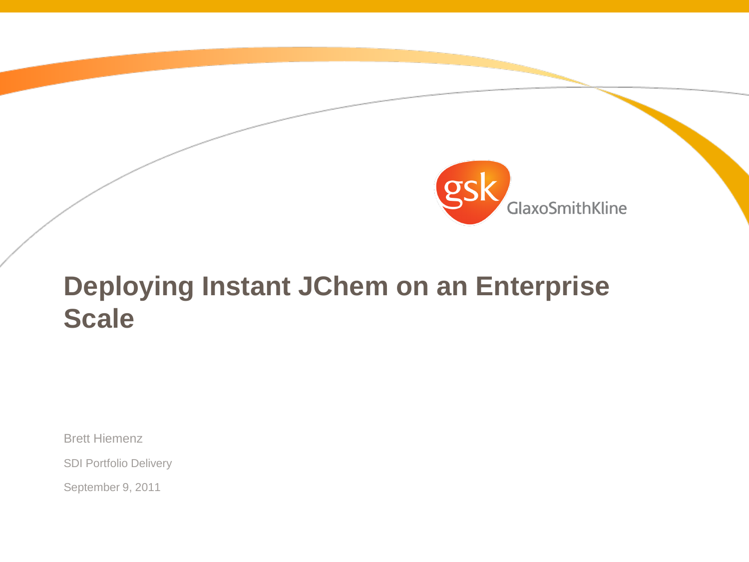# Deploying Instant JChem on an Enterprise Scale

Brett Hiemenz

SDI Portfolio Delivery

September 9, 2011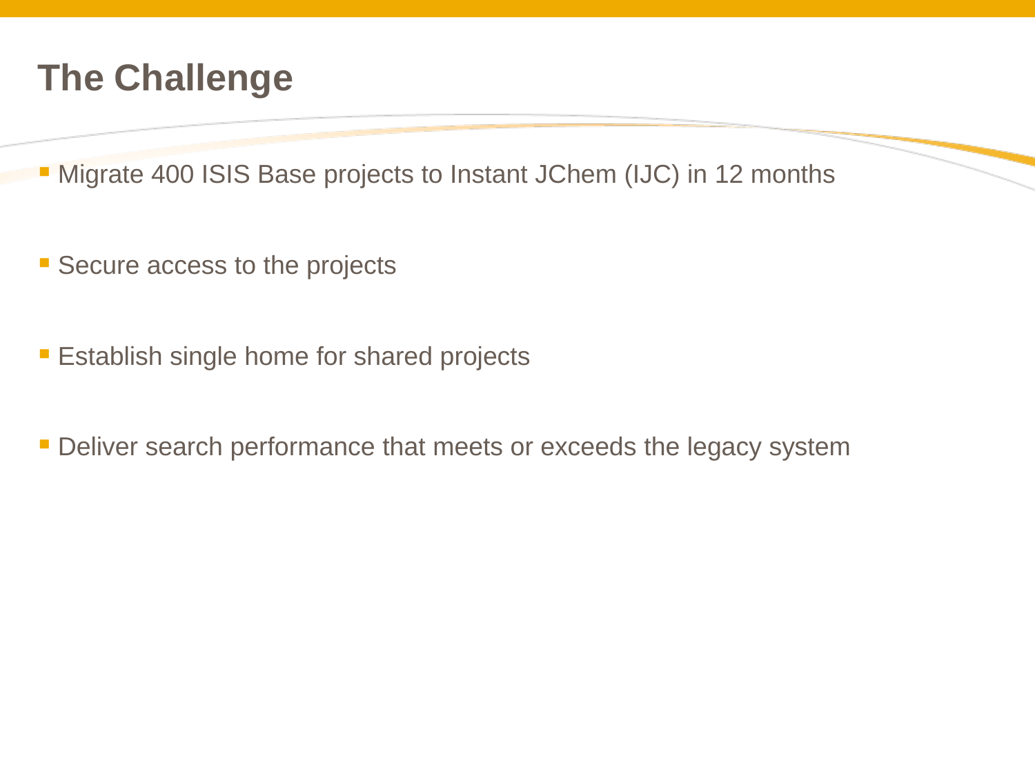# The Challenge

- Migrate 400 ISIS Base projects to Instant JChem (IJC) in 12 months
- Secure access to the projects
- Establish single home for shared projects
- Deliver search performance that meets or exceeds the legacy system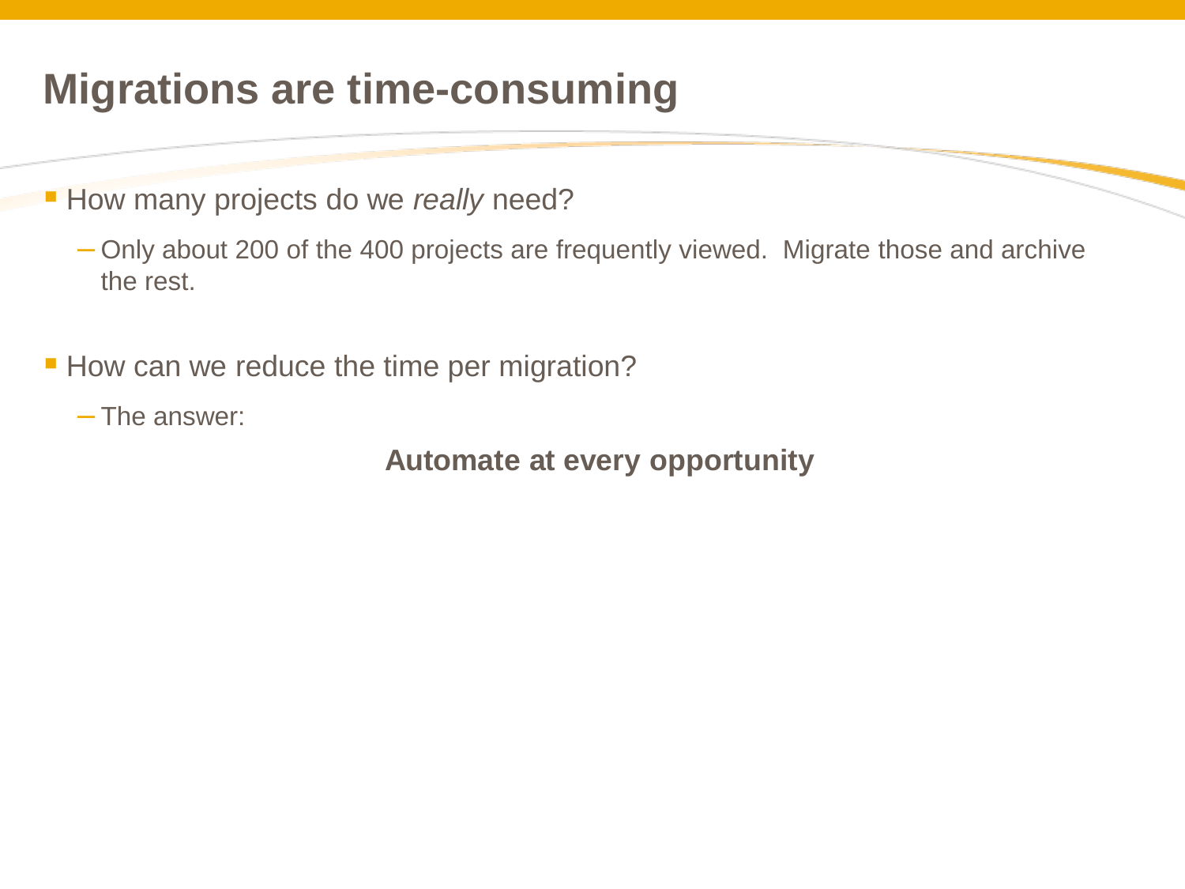# Migrations are time-consuming

- How many projects do we *really* need?
  - Only about 200 of the 400 projects are frequently viewed. Migrate those and archive the rest.

- How can we reduce the time per migration?
  - The answer:

**Automate at every opportunity**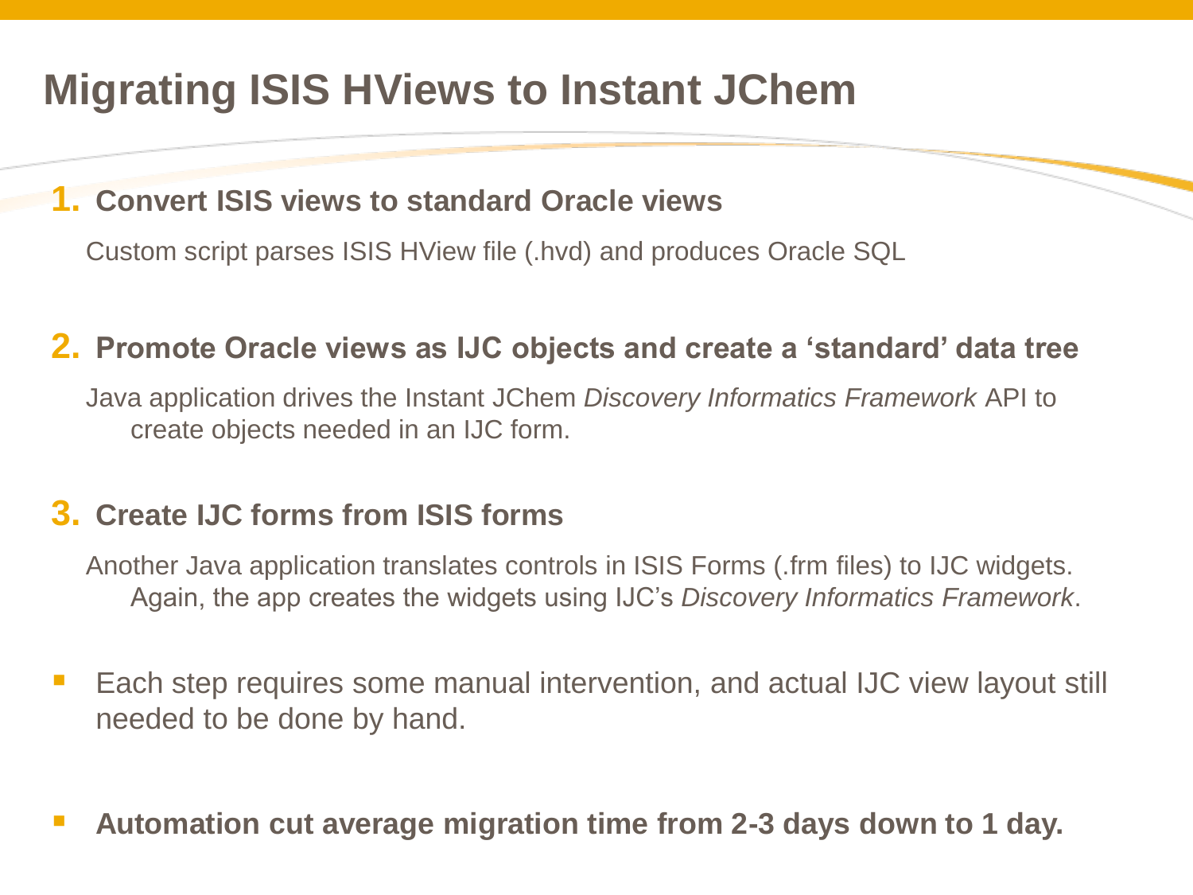# Migrating ISIS HViews to Instant JChem

1. **Convert ISIS views to standard Oracle views**

   Custom script parses ISIS HView file (.hvd) and produces Oracle SQL

2. **Promote Oracle views as IJC objects and create a 'standard' data tree**

   Java application drives the Instant JChem *Discovery Informatics Framework* API to create objects needed in an IJC form.

3. **Create IJC forms from ISIS forms**

   Another Java application translates controls in ISIS Forms (.frm files) to IJC widgets. Again, the app creates the widgets using IJC's *Discovery Informatics Framework*.

- Each step requires some manual intervention, and actual IJC view layout still needed to be done by hand.

- **Automation cut average migration time from 2-3 days down to 1 day.**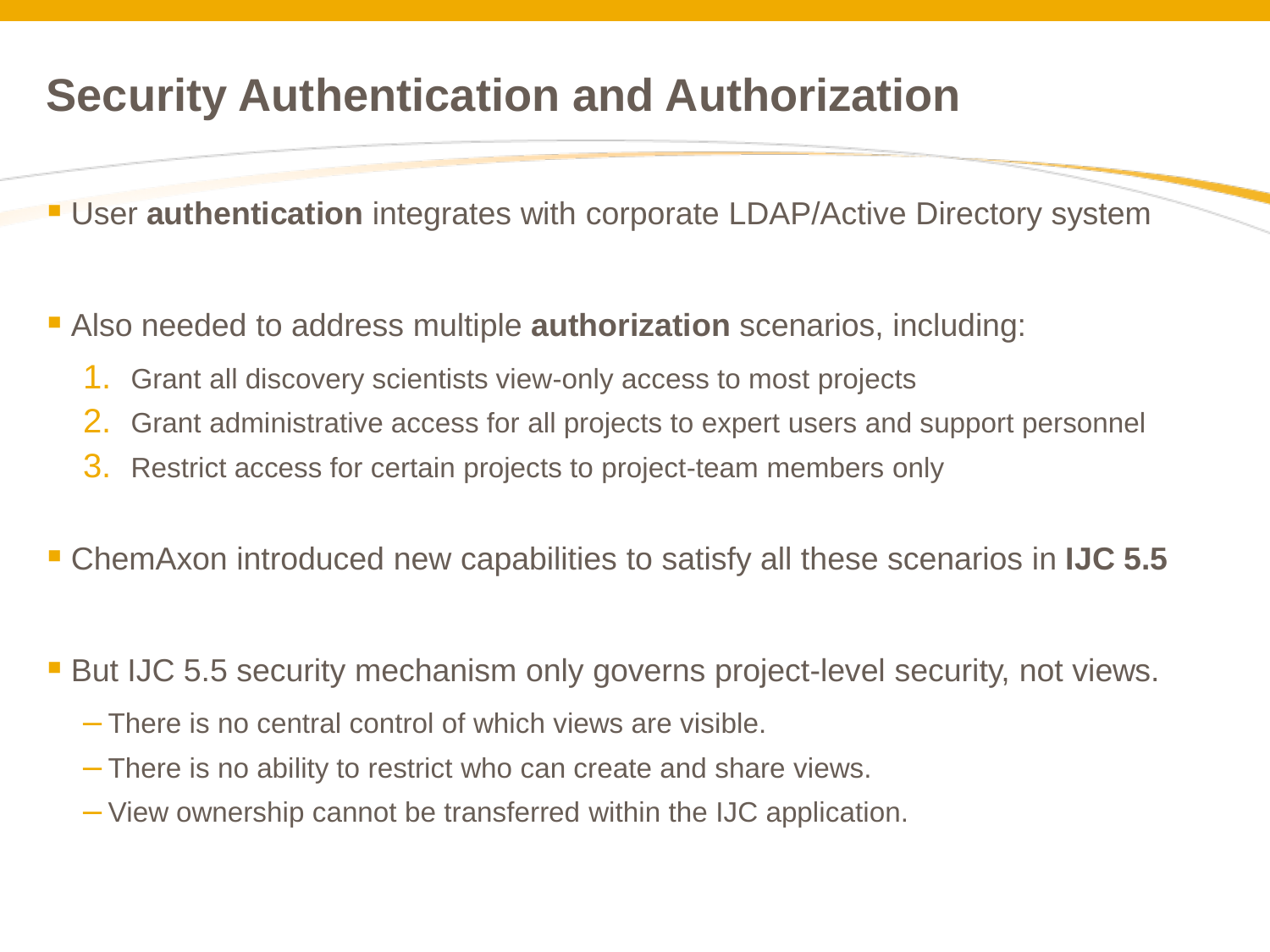# Security Authentication and Authorization

- User **authentication** integrates with corporate LDAP/Active Directory system

- Also needed to address multiple **authorization** scenarios, including:
  1. Grant all discovery scientists view-only access to most projects
  2. Grant administrative access for all projects to expert users and support personnel
  3. Restrict access for certain projects to project-team members only

- ChemAxon introduced new capabilities to satisfy all these scenarios in **IJC 5.5**

- But IJC 5.5 security mechanism only governs project-level security, not views.
  - There is no central control of which views are visible.
  - There is no ability to restrict who can create and share views.
  - View ownership cannot be transferred within the IJC application.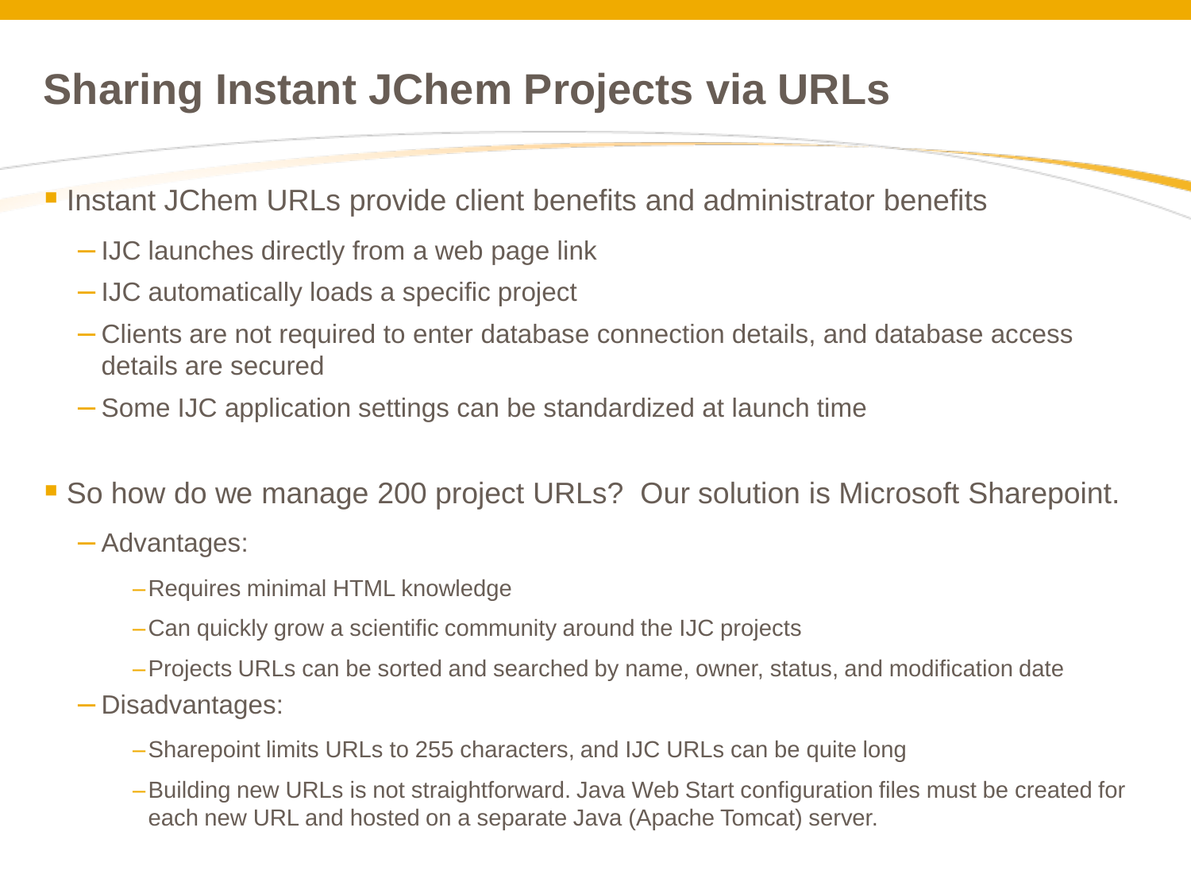# Sharing Instant JChem Projects via URLs

- Instant JChem URLs provide client benefits and administrator benefits
  - IJC launches directly from a web page link
  - IJC automatically loads a specific project
  - Clients are not required to enter database connection details, and database access details are secured
  - Some IJC application settings can be standardized at launch time

- So how do we manage 200 project URLs? Our solution is Microsoft Sharepoint.
  - Advantages:
    - Requires minimal HTML knowledge
    - Can quickly grow a scientific community around the IJC projects
    - Projects URLs can be sorted and searched by name, owner, status, and modification date
  - Disadvantages:
    - Sharepoint limits URLs to 255 characters, and IJC URLs can be quite long
    - Building new URLs is not straightforward. Java Web Start configuration files must be created for each new URL and hosted on a separate Java (Apache Tomcat) server.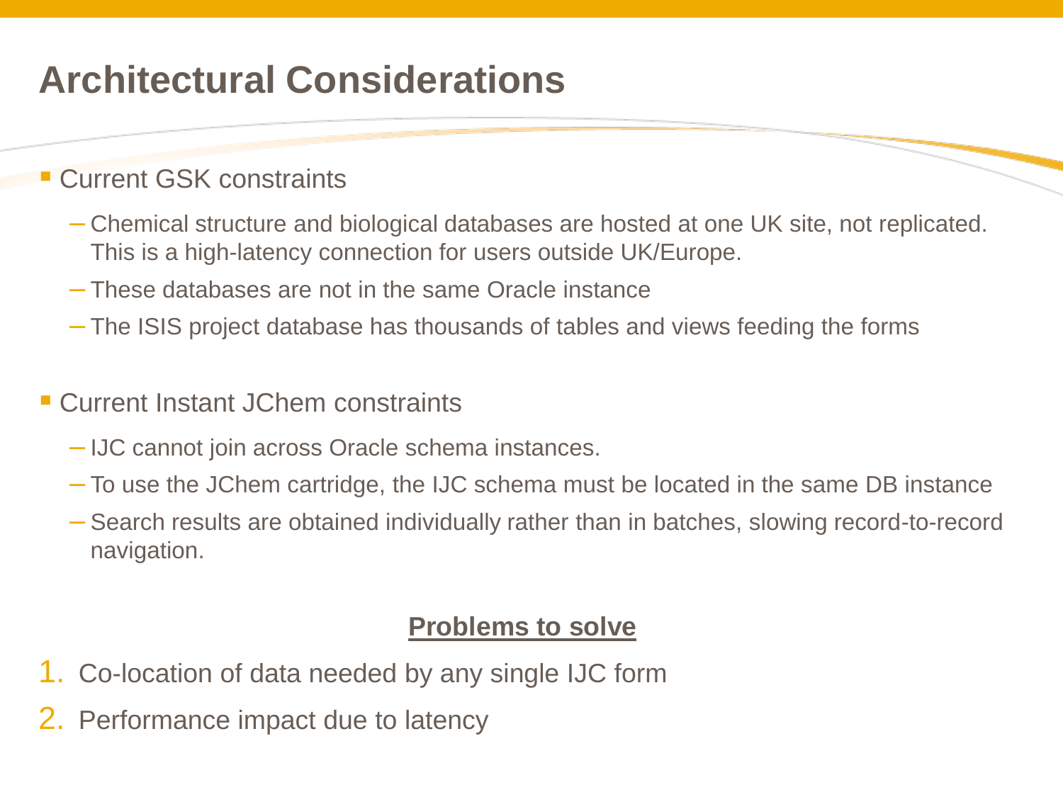# Architectural Considerations

- Current GSK constraints
  - Chemical structure and biological databases are hosted at one UK site, not replicated. This is a high-latency connection for users outside UK/Europe.
  - These databases are not in the same Oracle instance
  - The ISIS project database has thousands of tables and views feeding the forms

- Current Instant JChem constraints
  - IJC cannot join across Oracle schema instances.
  - To use the JChem cartridge, the IJC schema must be located in the same DB instance
  - Search results are obtained individually rather than in batches, slowing record-to-record navigation.

**Problems to solve**

1. Co-location of data needed by any single IJC form
2. Performance impact due to latency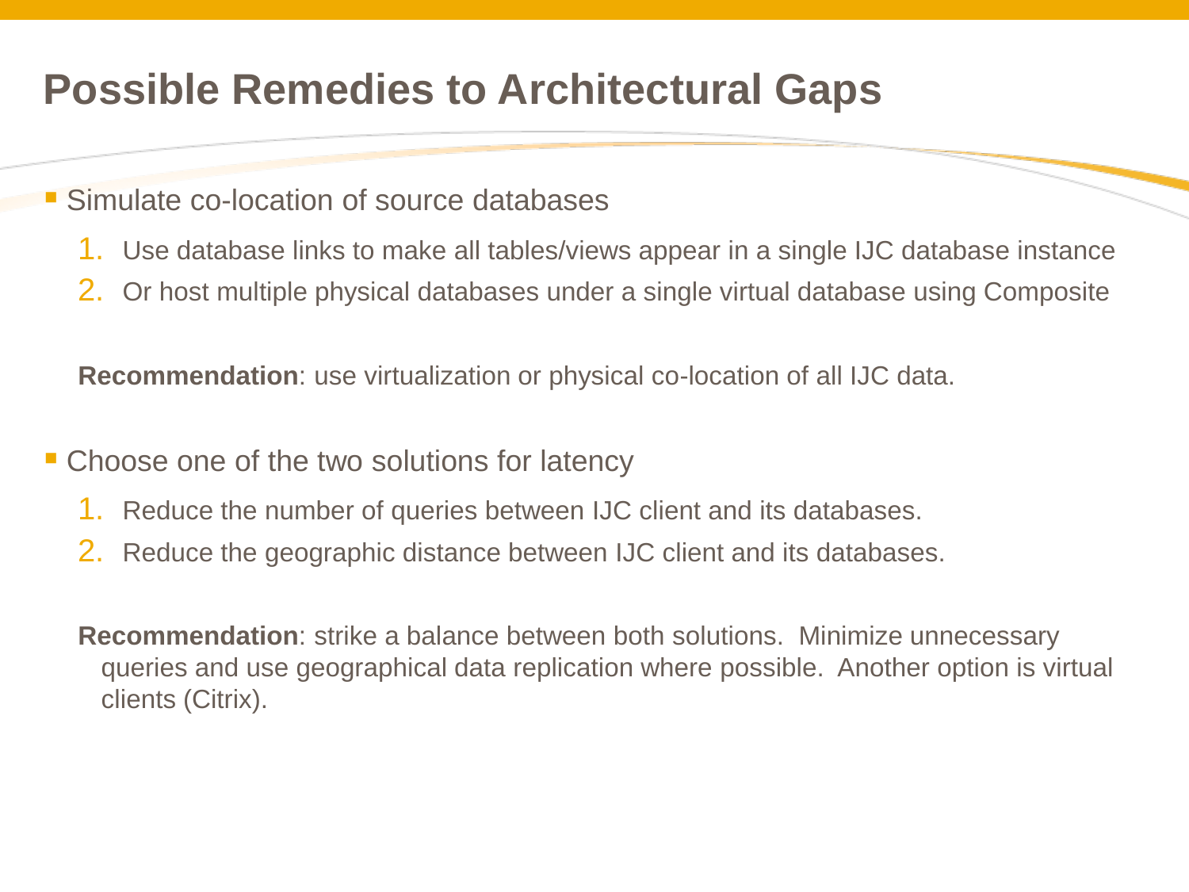# Possible Remedies to Architectural Gaps

- Simulate co-location of source databases
  1. Use database links to make all tables/views appear in a single IJC database instance
  2. Or host multiple physical databases under a single virtual database using Composite

  **Recommendation**: use virtualization or physical co-location of all IJC data.

- Choose one of the two solutions for latency
  1. Reduce the number of queries between IJC client and its databases.
  2. Reduce the geographic distance between IJC client and its databases.

  **Recommendation**: strike a balance between both solutions. Minimize unnecessary queries and use geographical data replication where possible. Another option is virtual clients (Citrix).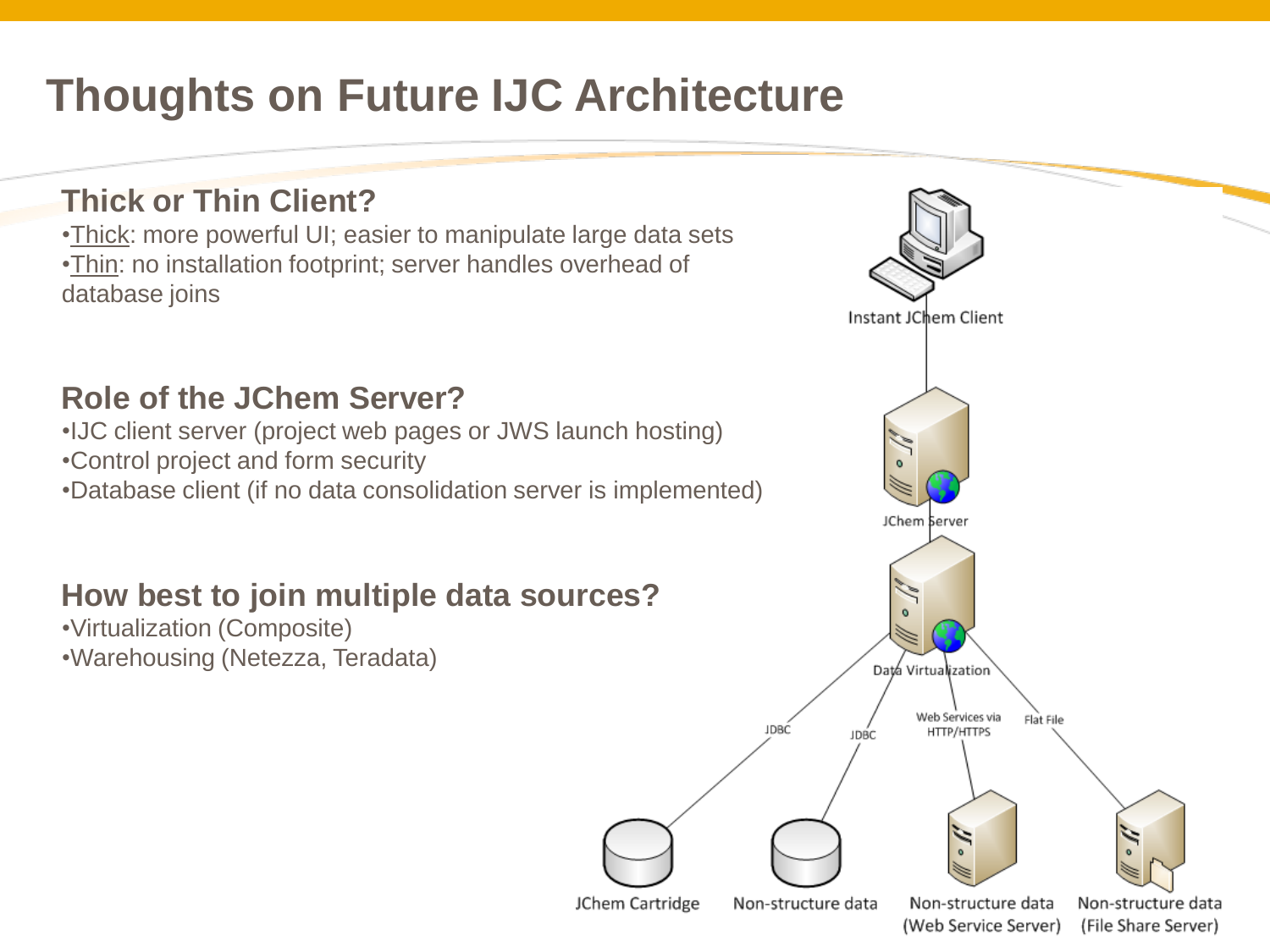# Thoughts on Future IJC Architecture

## Thick or Thin Client?

- Thick: more powerful UI; easier to manipulate large data sets
- Thin: no installation footprint; server handles overhead of database joins

## Role of the JChem Server?

- IJC client server (project web pages or JWS launch hosting)
- Control project and form security
- Database client (if no data consolidation server is implemented)

## How best to join multiple data sources?

- Virtualization (Composite)
- Warehousing (Netezza, Teradata)

Instant JChem Client

JChem Server

Data Virtualization

JDBC

JDBC

Web Services via HTTP/HTTPS

Flat File

JChem Cartridge

Non-structure data

Non-structure data (Web Service Server)

Non-structure data (File Share Server)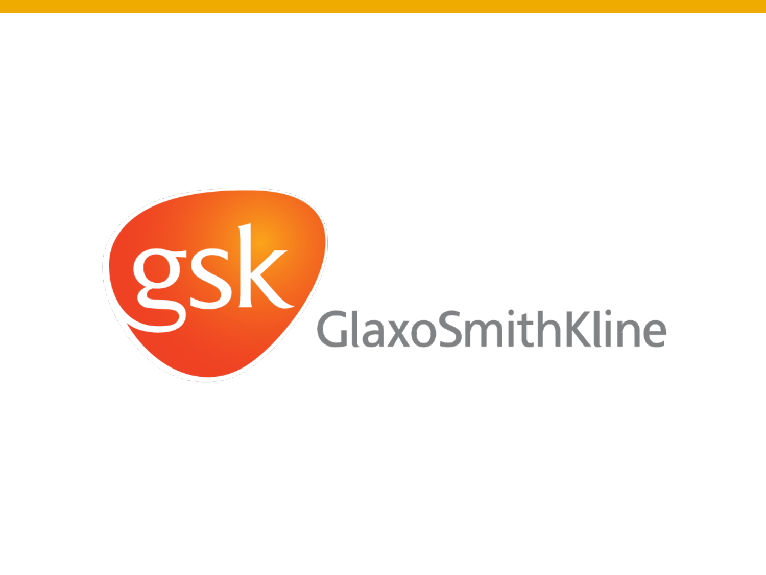gsk

GlaxoSmithKline